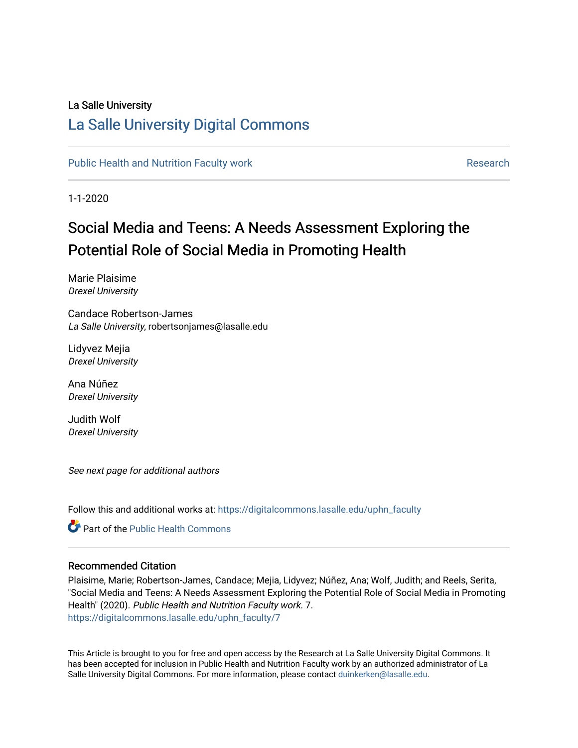La Salle University

# La Salle University Digital Commons

Public Health and Nutrition Faculty work | Research

1-1-2020

## Social Media and Teens: A Needs Assessment Exploring the Potential Role of Social Media in Promoting Health

Marie Plaisime
*Drexel University*

Candace Robertson-James
*La Salle University*, robertsonjames@lasalle.edu

Lidyvez Mejia
*Drexel University*

Ana Núñez
*Drexel University*

Judith Wolf
*Drexel University*

*See next page for additional authors*

Follow this and additional works at: https://digitalcommons.lasalle.edu/uphn_faculty

Part of the Public Health Commons

### Recommended Citation

Plaisime, Marie; Robertson-James, Candace; Mejia, Lidyvez; Núñez, Ana; Wolf, Judith; and Reels, Serita, "Social Media and Teens: A Needs Assessment Exploring the Potential Role of Social Media in Promoting Health" (2020). *Public Health and Nutrition Faculty work*. 7.
https://digitalcommons.lasalle.edu/uphn_faculty/7

This Article is brought to you for free and open access by the Research at La Salle University Digital Commons. It has been accepted for inclusion in Public Health and Nutrition Faculty work by an authorized administrator of La Salle University Digital Commons. For more information, please contact duinkerken@lasalle.edu.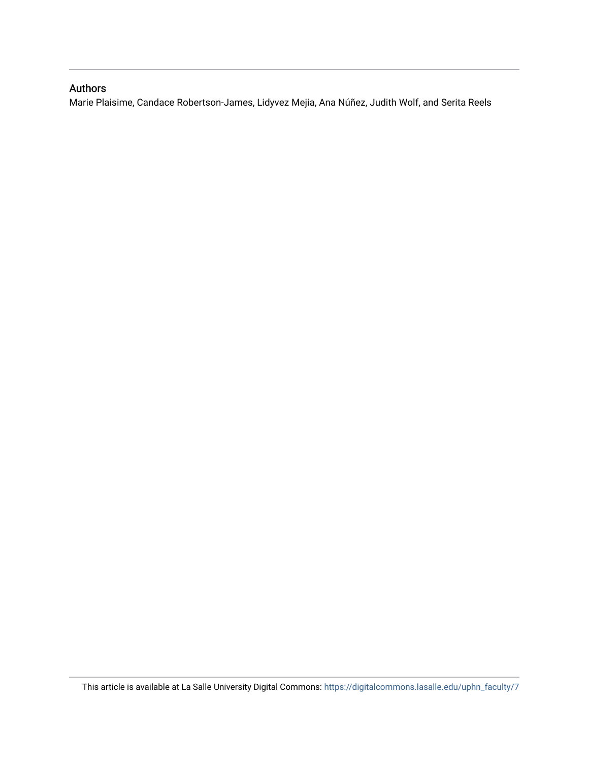## Authors

Marie Plaisime, Candace Robertson-James, Lidyvez Mejia, Ana Núñez, Judith Wolf, and Serita Reels

This article is available at La Salle University Digital Commons: https://digitalcommons.lasalle.edu/uphn_faculty/7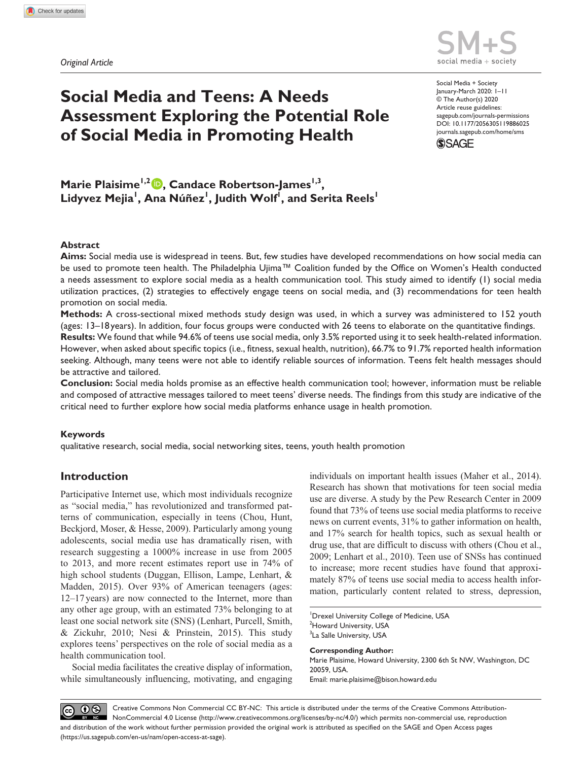*Original Article*

# Social Media and Teens: A Needs Assessment Exploring the Potential Role of Social Media in Promoting Health

Social Media + Society
January-March 2020: 1–11
© The Author(s) 2020
Article reuse guidelines: sagepub.com/journals-permissions
DOI: 10.1177/2056305119886025
journals.sagepub.com/home/sms

**Marie Plaisime[1,2], Candace Robertson-James[1,3], Lidyvez Mejia[1], Ana Núñez[1], Judith Wolf[1], and Serita Reels[1]**

## Abstract

**Aims:** Social media use is widespread in teens. But, few studies have developed recommendations on how social media can be used to promote teen health. The Philadelphia Ujima™ Coalition funded by the Office on Women's Health conducted a needs assessment to explore social media as a health communication tool. This study aimed to identify (1) social media utilization practices, (2) strategies to effectively engage teens on social media, and (3) recommendations for teen health promotion on social media.

**Methods:** A cross-sectional mixed methods study design was used, in which a survey was administered to 152 youth (ages: 13–18 years). In addition, four focus groups were conducted with 26 teens to elaborate on the quantitative findings.

**Results:** We found that while 94.6% of teens use social media, only 3.5% reported using it to seek health-related information. However, when asked about specific topics (i.e., fitness, sexual health, nutrition), 66.7% to 91.7% reported health information seeking. Although, many teens were not able to identify reliable sources of information. Teens felt health messages should be attractive and tailored.

**Conclusion:** Social media holds promise as an effective health communication tool; however, information must be reliable and composed of attractive messages tailored to meet teens' diverse needs. The findings from this study are indicative of the critical need to further explore how social media platforms enhance usage in health promotion.

### Keywords

qualitative research, social media, social networking sites, teens, youth health promotion

## Introduction

Participative Internet use, which most individuals recognize as "social media," has revolutionized and transformed patterns of communication, especially in teens (Chou, Hunt, Beckjord, Moser, & Hesse, 2009). Particularly among young adolescents, social media use has dramatically risen, with research suggesting a 1000% increase in use from 2005 to 2013, and more recent estimates report use in 74% of high school students (Duggan, Ellison, Lampe, Lenhart, & Madden, 2015). Over 93% of American teenagers (ages: 12–17 years) are now connected to the Internet, more than any other age group, with an estimated 73% belonging to at least one social network site (SNS) (Lenhart, Purcell, Smith, & Zickuhr, 2010; Nesi & Prinstein, 2015). This study explores teens' perspectives on the role of social media as a health communication tool.

Social media facilitates the creative display of information, while simultaneously influencing, motivating, and engaging individuals on important health issues (Maher et al., 2014). Research has shown that motivations for teen social media use are diverse. A study by the Pew Research Center in 2009 found that 73% of teens use social media platforms to receive news on current events, 31% to gather information on health, and 17% search for health topics, such as sexual health or drug use, that are difficult to discuss with others (Chou et al., 2009; Lenhart et al., 2010). Teen use of SNSs has continued to increase; more recent studies have found that approximately 87% of teens use social media to access health information, particularly content related to stress, depression,

[1]Drexel University College of Medicine, USA
[2]Howard University, USA
[3]La Salle University, USA

**Corresponding Author:**
Marie Plaisime, Howard University, 2300 6th St NW, Washington, DC 20059, USA.
Email: marie.plaisime@bison.howard.edu

Creative Commons Non Commercial CC BY-NC: This article is distributed under the terms of the Creative Commons Attribution-NonCommercial 4.0 License (http://www.creativecommons.org/licenses/by-nc/4.0/) which permits non-commercial use, reproduction and distribution of the work without further permission provided the original work is attributed as specified on the SAGE and Open Access pages (https://us.sagepub.com/en-us/nam/open-access-at-sage).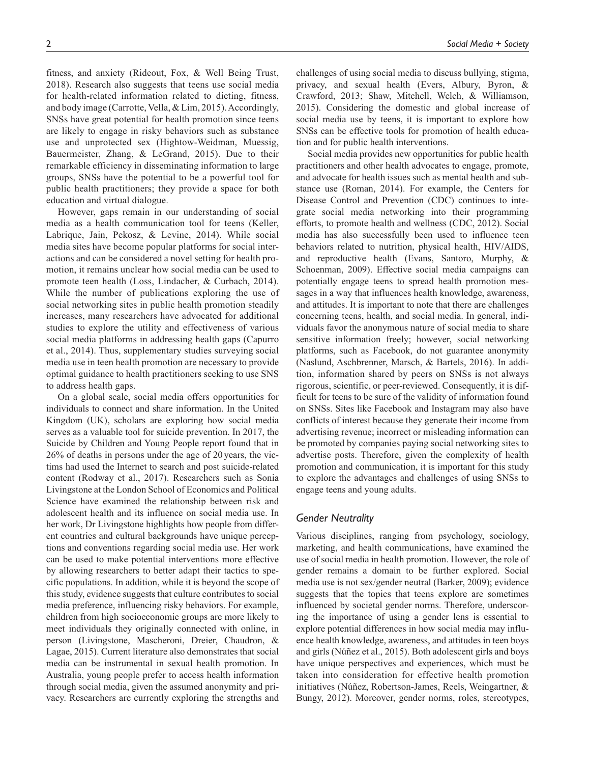fitness, and anxiety (Rideout, Fox, & Well Being Trust, 2018). Research also suggests that teens use social media for health-related information related to dieting, fitness, and body image (Carrotte, Vella, & Lim, 2015). Accordingly, SNSs have great potential for health promotion since teens are likely to engage in risky behaviors such as substance use and unprotected sex (Hightow-Weidman, Muessig, Bauermeister, Zhang, & LeGrand, 2015). Due to their remarkable efficiency in disseminating information to large groups, SNSs have the potential to be a powerful tool for public health practitioners; they provide a space for both education and virtual dialogue.

However, gaps remain in our understanding of social media as a health communication tool for teens (Keller, Labrique, Jain, Pekosz, & Levine, 2014). While social media sites have become popular platforms for social interactions and can be considered a novel setting for health promotion, it remains unclear how social media can be used to promote teen health (Loss, Lindacher, & Curbach, 2014). While the number of publications exploring the use of social networking sites in public health promotion steadily increases, many researchers have advocated for additional studies to explore the utility and effectiveness of various social media platforms in addressing health gaps (Capurro et al., 2014). Thus, supplementary studies surveying social media use in teen health promotion are necessary to provide optimal guidance to health practitioners seeking to use SNS to address health gaps.

On a global scale, social media offers opportunities for individuals to connect and share information. In the United Kingdom (UK), scholars are exploring how social media serves as a valuable tool for suicide prevention. In 2017, the Suicide by Children and Young People report found that in 26% of deaths in persons under the age of 20 years, the victims had used the Internet to search and post suicide-related content (Rodway et al., 2017). Researchers such as Sonia Livingstone at the London School of Economics and Political Science have examined the relationship between risk and adolescent health and its influence on social media use. In her work, Dr Livingstone highlights how people from different countries and cultural backgrounds have unique perceptions and conventions regarding social media use. Her work can be used to make potential interventions more effective by allowing researchers to better adapt their tactics to specific populations. In addition, while it is beyond the scope of this study, evidence suggests that culture contributes to social media preference, influencing risky behaviors. For example, children from high socioeconomic groups are more likely to meet individuals they originally connected with online, in person (Livingstone, Mascheroni, Dreier, Chaudron, & Lagae, 2015). Current literature also demonstrates that social media can be instrumental in sexual health promotion. In Australia, young people prefer to access health information through social media, given the assumed anonymity and privacy. Researchers are currently exploring the strengths and challenges of using social media to discuss bullying, stigma, privacy, and sexual health (Evers, Albury, Byron, & Crawford, 2013; Shaw, Mitchell, Welch, & Williamson, 2015). Considering the domestic and global increase of social media use by teens, it is important to explore how SNSs can be effective tools for promotion of health education and for public health interventions.

Social media provides new opportunities for public health practitioners and other health advocates to engage, promote, and advocate for health issues such as mental health and substance use (Roman, 2014). For example, the Centers for Disease Control and Prevention (CDC) continues to integrate social media networking into their programming efforts, to promote health and wellness (CDC, 2012). Social media has also successfully been used to influence teen behaviors related to nutrition, physical health, HIV/AIDS, and reproductive health (Evans, Santoro, Murphy, & Schoenman, 2009). Effective social media campaigns can potentially engage teens to spread health promotion messages in a way that influences health knowledge, awareness, and attitudes. It is important to note that there are challenges concerning teens, health, and social media. In general, individuals favor the anonymous nature of social media to share sensitive information freely; however, social networking platforms, such as Facebook, do not guarantee anonymity (Naslund, Aschbrenner, Marsch, & Bartels, 2016). In addition, information shared by peers on SNSs is not always rigorous, scientific, or peer-reviewed. Consequently, it is difficult for teens to be sure of the validity of information found on SNSs. Sites like Facebook and Instagram may also have conflicts of interest because they generate their income from advertising revenue; incorrect or misleading information can be promoted by companies paying social networking sites to advertise posts. Therefore, given the complexity of health promotion and communication, it is important for this study to explore the advantages and challenges of using SNSs to engage teens and young adults.

### *Gender Neutrality*

Various disciplines, ranging from psychology, sociology, marketing, and health communications, have examined the use of social media in health promotion. However, the role of gender remains a domain to be further explored. Social media use is not sex/gender neutral (Barker, 2009); evidence suggests that the topics that teens explore are sometimes influenced by societal gender norms. Therefore, underscoring the importance of using a gender lens is essential to explore potential differences in how social media may influence health knowledge, awareness, and attitudes in teen boys and girls (Núñez et al., 2015). Both adolescent girls and boys have unique perspectives and experiences, which must be taken into consideration for effective health promotion initiatives (Núñez, Robertson-James, Reels, Weingartner, & Bungy, 2012). Moreover, gender norms, roles, stereotypes,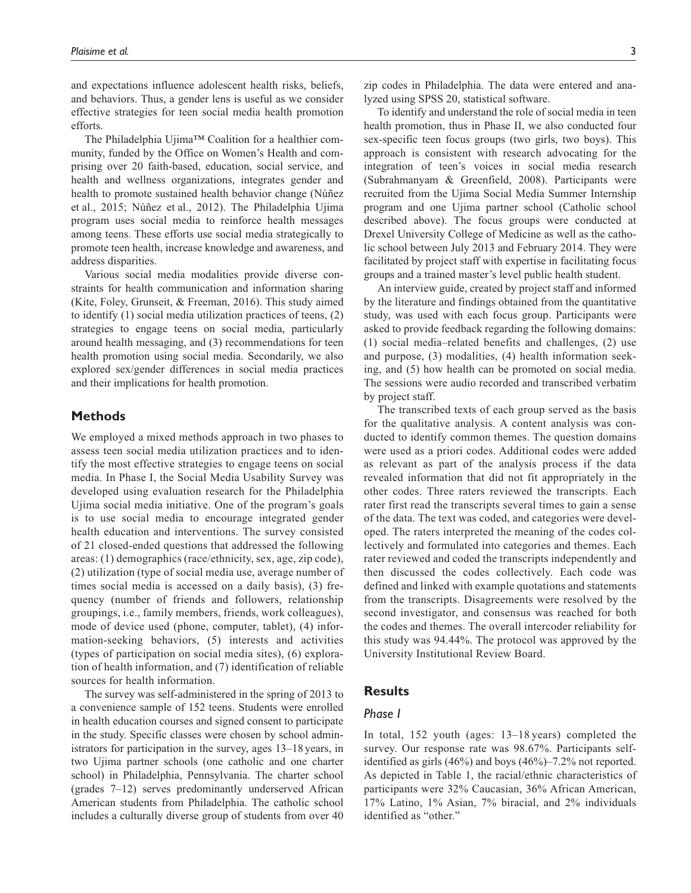and expectations influence adolescent health risks, beliefs, and behaviors. Thus, a gender lens is useful as we consider effective strategies for teen social media health promotion efforts.

The Philadelphia Ujima™ Coalition for a healthier community, funded by the Office on Women's Health and comprising over 20 faith-based, education, social service, and health and wellness organizations, integrates gender and health to promote sustained health behavior change (Núñez et al., 2015; Núñez et al., 2012). The Philadelphia Ujima program uses social media to reinforce health messages among teens. These efforts use social media strategically to promote teen health, increase knowledge and awareness, and address disparities.

Various social media modalities provide diverse constraints for health communication and information sharing (Kite, Foley, Grunseit, & Freeman, 2016). This study aimed to identify (1) social media utilization practices of teens, (2) strategies to engage teens on social media, particularly around health messaging, and (3) recommendations for teen health promotion using social media. Secondarily, we also explored sex/gender differences in social media practices and their implications for health promotion.

## Methods

We employed a mixed methods approach in two phases to assess teen social media utilization practices and to identify the most effective strategies to engage teens on social media. In Phase I, the Social Media Usability Survey was developed using evaluation research for the Philadelphia Ujima social media initiative. One of the program's goals is to use social media to encourage integrated gender health education and interventions. The survey consisted of 21 closed-ended questions that addressed the following areas: (1) demographics (race/ethnicity, sex, age, zip code), (2) utilization (type of social media use, average number of times social media is accessed on a daily basis), (3) frequency (number of friends and followers, relationship groupings, i.e., family members, friends, work colleagues), mode of device used (phone, computer, tablet), (4) information-seeking behaviors, (5) interests and activities (types of participation on social media sites), (6) exploration of health information, and (7) identification of reliable sources for health information.

The survey was self-administered in the spring of 2013 to a convenience sample of 152 teens. Students were enrolled in health education courses and signed consent to participate in the study. Specific classes were chosen by school administrators for participation in the survey, ages 13–18 years, in two Ujima partner schools (one catholic and one charter school) in Philadelphia, Pennsylvania. The charter school (grades 7–12) serves predominantly underserved African American students from Philadelphia. The catholic school includes a culturally diverse group of students from over 40 zip codes in Philadelphia. The data were entered and analyzed using SPSS 20, statistical software.

To identify and understand the role of social media in teen health promotion, thus in Phase II, we also conducted four sex-specific teen focus groups (two girls, two boys). This approach is consistent with research advocating for the integration of teen's voices in social media research (Subrahmanyam & Greenfield, 2008). Participants were recruited from the Ujima Social Media Summer Internship program and one Ujima partner school (Catholic school described above). The focus groups were conducted at Drexel University College of Medicine as well as the catholic school between July 2013 and February 2014. They were facilitated by project staff with expertise in facilitating focus groups and a trained master's level public health student.

An interview guide, created by project staff and informed by the literature and findings obtained from the quantitative study, was used with each focus group. Participants were asked to provide feedback regarding the following domains: (1) social media–related benefits and challenges, (2) use and purpose, (3) modalities, (4) health information seeking, and (5) how health can be promoted on social media. The sessions were audio recorded and transcribed verbatim by project staff.

The transcribed texts of each group served as the basis for the qualitative analysis. A content analysis was conducted to identify common themes. The question domains were used as a priori codes. Additional codes were added as relevant as part of the analysis process if the data revealed information that did not fit appropriately in the other codes. Three raters reviewed the transcripts. Each rater first read the transcripts several times to gain a sense of the data. The text was coded, and categories were developed. The raters interpreted the meaning of the codes collectively and formulated into categories and themes. Each rater reviewed and coded the transcripts independently and then discussed the codes collectively. Each code was defined and linked with example quotations and statements from the transcripts. Disagreements were resolved by the second investigator, and consensus was reached for both the codes and themes. The overall intercoder reliability for this study was 94.44%. The protocol was approved by the University Institutional Review Board.

## Results

### *Phase I*

In total, 152 youth (ages: 13–18 years) completed the survey. Our response rate was 98.67%. Participants self-identified as girls (46%) and boys (46%)–7.2% not reported. As depicted in Table 1, the racial/ethnic characteristics of participants were 32% Caucasian, 36% African American, 17% Latino, 1% Asian, 7% biracial, and 2% individuals identified as "other."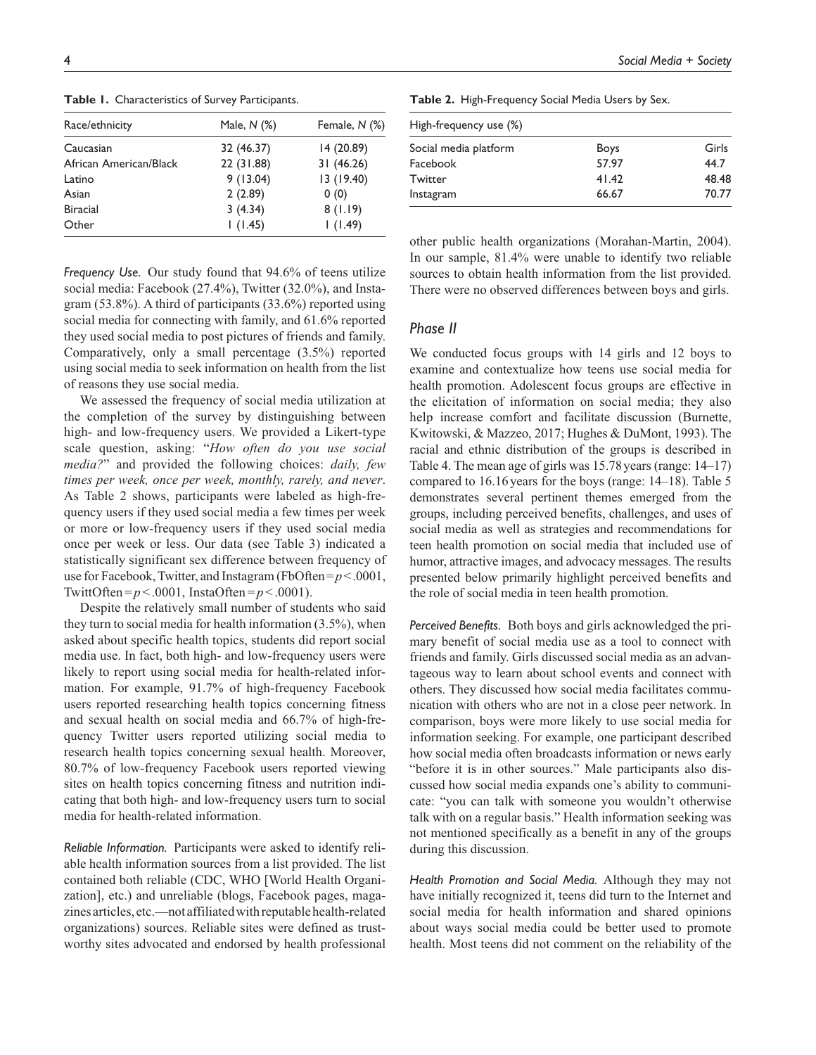**Table 1.** Characteristics of Survey Participants.

| Race/ethnicity | Male, *N* (%) | Female, *N* (%) |
|---|---|---|
| Caucasian | 32 (46.37) | 14 (20.89) |
| African American/Black | 22 (31.88) | 31 (46.26) |
| Latino | 9 (13.04) | 13 (19.40) |
| Asian | 2 (2.89) | 0 (0) |
| Biracial | 3 (4.34) | 8 (1.19) |
| Other | 1 (1.45) | 1 (1.49) |

*Frequency Use.* Our study found that 94.6% of teens utilize social media: Facebook (27.4%), Twitter (32.0%), and Instagram (53.8%). A third of participants (33.6%) reported using social media for connecting with family, and 61.6% reported they used social media to post pictures of friends and family. Comparatively, only a small percentage (3.5%) reported using social media to seek information on health from the list of reasons they use social media.

We assessed the frequency of social media utilization at the completion of the survey by distinguishing between high- and low-frequency users. We provided a Likert-type scale question, asking: "*How often do you use social media?*" and provided the following choices: *daily, few times per week, once per week, monthly, rarely, and never*. As Table 2 shows, participants were labeled as high-frequency users if they used social media a few times per week or more or low-frequency users if they used social media once per week or less. Our data (see Table 3) indicated a statistically significant sex difference between frequency of use for Facebook, Twitter, and Instagram (FbOften = $p < .0001$, TwittOften = $p < .0001$, InstaOften = $p < .0001$).

Despite the relatively small number of students who said they turn to social media for health information (3.5%), when asked about specific health topics, students did report social media use. In fact, both high- and low-frequency users were likely to report using social media for health-related information. For example, 91.7% of high-frequency Facebook users reported researching health topics concerning fitness and sexual health on social media and 66.7% of high-frequency Twitter users reported utilizing social media to research health topics concerning sexual health. Moreover, 80.7% of low-frequency Facebook users reported viewing sites on health topics concerning fitness and nutrition indicating that both high- and low-frequency users turn to social media for health-related information.

*Reliable Information.* Participants were asked to identify reliable health information sources from a list provided. The list contained both reliable (CDC, WHO [World Health Organization], etc.) and unreliable (blogs, Facebook pages, magazines articles, etc.—not affiliated with reputable health-related organizations) sources. Reliable sites were defined as trustworthy sites advocated and endorsed by health professional other public health organizations (Morahan-Martin, 2004). In our sample, 81.4% were unable to identify two reliable sources to obtain health information from the list provided. There were no observed differences between boys and girls.

**Table 2.** High-Frequency Social Media Users by Sex.

| High-frequency use (%) | | |
|---|---|---|
| Social media platform | Boys | Girls |
| Facebook | 57.97 | 44.7 |
| Twitter | 41.42 | 48.48 |
| Instagram | 66.67 | 70.77 |

## Phase II

We conducted focus groups with 14 girls and 12 boys to examine and contextualize how teens use social media for health promotion. Adolescent focus groups are effective in the elicitation of information on social media; they also help increase comfort and facilitate discussion (Burnette, Kwitowski, & Mazzeo, 2017; Hughes & DuMont, 1993). The racial and ethnic distribution of the groups is described in Table 4. The mean age of girls was 15.78 years (range: 14–17) compared to 16.16 years for the boys (range: 14–18). Table 5 demonstrates several pertinent themes emerged from the groups, including perceived benefits, challenges, and uses of social media as well as strategies and recommendations for teen health promotion on social media that included use of humor, attractive images, and advocacy messages. The results presented below primarily highlight perceived benefits and the role of social media in teen health promotion.

*Perceived Benefits.* Both boys and girls acknowledged the primary benefit of social media use as a tool to connect with friends and family. Girls discussed social media as an advantageous way to learn about school events and connect with others. They discussed how social media facilitates communication with others who are not in a close peer network. In comparison, boys were more likely to use social media for information seeking. For example, one participant described how social media often broadcasts information or news early "before it is in other sources." Male participants also discussed how social media expands one's ability to communicate: "you can talk with someone you wouldn't otherwise talk with on a regular basis." Health information seeking was not mentioned specifically as a benefit in any of the groups during this discussion.

*Health Promotion and Social Media.* Although they may not have initially recognized it, teens did turn to the Internet and social media for health information and shared opinions about ways social media could be better used to promote health. Most teens did not comment on the reliability of the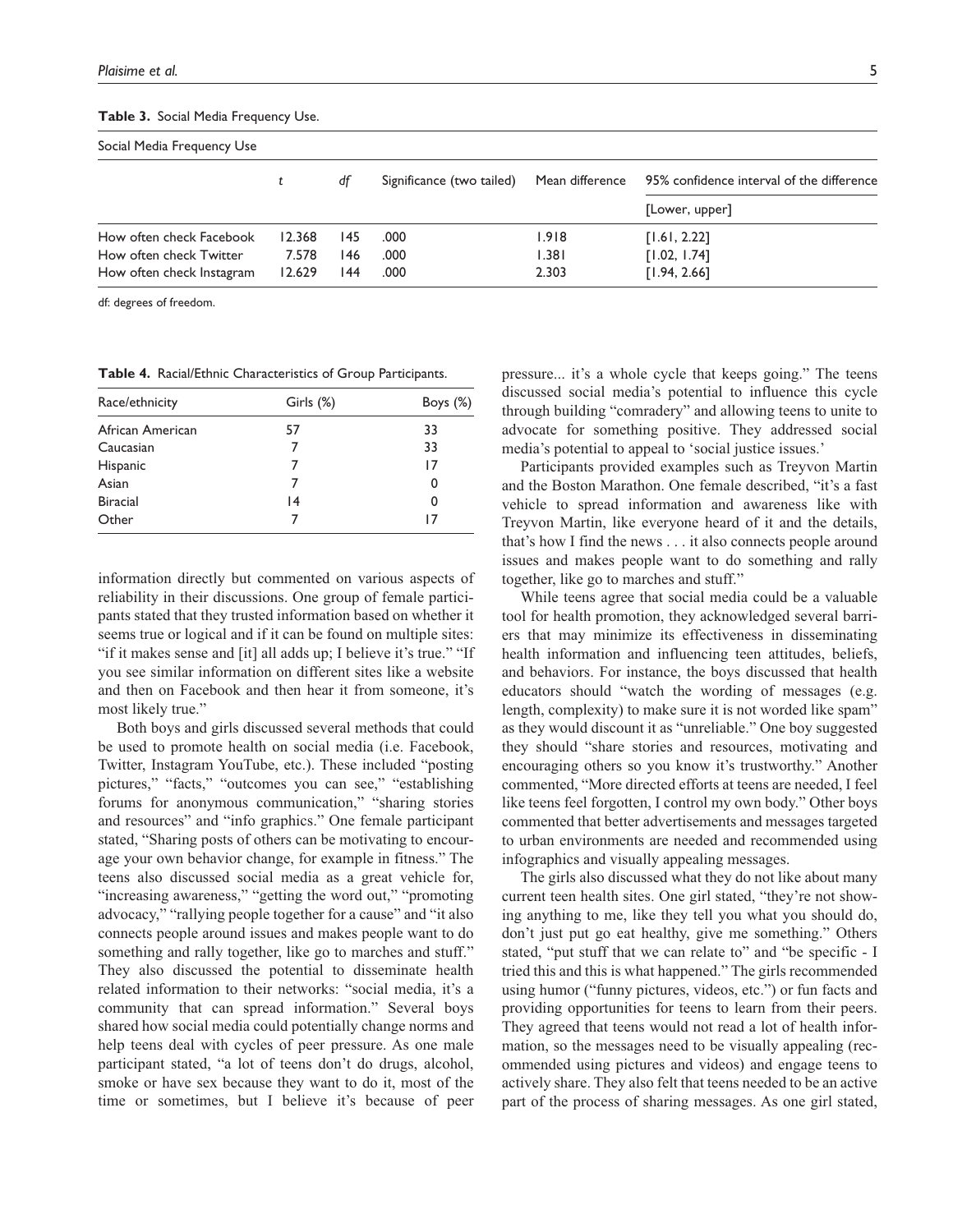**Table 3.** Social Media Frequency Use.

| Social Media Frequency Use | | | | | |
|---|---|---|---|---|---|
| | *t* | *df* | Significance (two tailed) | Mean difference | 95% confidence interval of the difference |
| | | | | | [Lower, upper] |
| How often check Facebook | 12.368 | 145 | .000 | 1.918 | [1.61, 2.22] |
| How often check Twitter | 7.578 | 146 | .000 | 1.381 | [1.02, 1.74] |
| How often check Instagram | 12.629 | 144 | .000 | 2.303 | [1.94, 2.66] |

df: degrees of freedom.

**Table 4.** Racial/Ethnic Characteristics of Group Participants.

| Race/ethnicity | Girls (%) | Boys (%) |
|---|---|---|
| African American | 57 | 33 |
| Caucasian | 7 | 33 |
| Hispanic | 7 | 17 |
| Asian | 7 | 0 |
| Biracial | 14 | 0 |
| Other | 7 | 17 |

information directly but commented on various aspects of reliability in their discussions. One group of female participants stated that they trusted information based on whether it seems true or logical and if it can be found on multiple sites: "if it makes sense and [it] all adds up; I believe it's true." "If you see similar information on different sites like a website and then on Facebook and then hear it from someone, it's most likely true."

Both boys and girls discussed several methods that could be used to promote health on social media (i.e. Facebook, Twitter, Instagram YouTube, etc.). These included "posting pictures," "facts," "outcomes you can see," "establishing forums for anonymous communication," "sharing stories and resources" and "info graphics." One female participant stated, "Sharing posts of others can be motivating to encourage your own behavior change, for example in fitness." The teens also discussed social media as a great vehicle for, "increasing awareness," "getting the word out," "promoting advocacy," "rallying people together for a cause" and "it also connects people around issues and makes people want to do something and rally together, like go to marches and stuff." They also discussed the potential to disseminate health related information to their networks: "social media, it's a community that can spread information." Several boys shared how social media could potentially change norms and help teens deal with cycles of peer pressure. As one male participant stated, "a lot of teens don't do drugs, alcohol, smoke or have sex because they want to do it, most of the time or sometimes, but I believe it's because of peer pressure... it's a whole cycle that keeps going." The teens discussed social media's potential to influence this cycle through building "comradery" and allowing teens to unite to advocate for something positive. They addressed social media's potential to appeal to 'social justice issues.'

Participants provided examples such as Treyvon Martin and the Boston Marathon. One female described, "it's a fast vehicle to spread information and awareness like with Treyvon Martin, like everyone heard of it and the details, that's how I find the news . . . it also connects people around issues and makes people want to do something and rally together, like go to marches and stuff."

While teens agree that social media could be a valuable tool for health promotion, they acknowledged several barriers that may minimize its effectiveness in disseminating health information and influencing teen attitudes, beliefs, and behaviors. For instance, the boys discussed that health educators should "watch the wording of messages (e.g. length, complexity) to make sure it is not worded like spam" as they would discount it as "unreliable." One boy suggested they should "share stories and resources, motivating and encouraging others so you know it's trustworthy." Another commented, "More directed efforts at teens are needed, I feel like teens feel forgotten, I control my own body." Other boys commented that better advertisements and messages targeted to urban environments are needed and recommended using infographics and visually appealing messages.

The girls also discussed what they do not like about many current teen health sites. One girl stated, "they're not showing anything to me, like they tell you what you should do, don't just put go eat healthy, give me something." Others stated, "put stuff that we can relate to" and "be specific - I tried this and this is what happened." The girls recommended using humor ("funny pictures, videos, etc.") or fun facts and providing opportunities for teens to learn from their peers. They agreed that teens would not read a lot of health information, so the messages need to be visually appealing (recommended using pictures and videos) and engage teens to actively share. They also felt that teens needed to be an active part of the process of sharing messages. As one girl stated,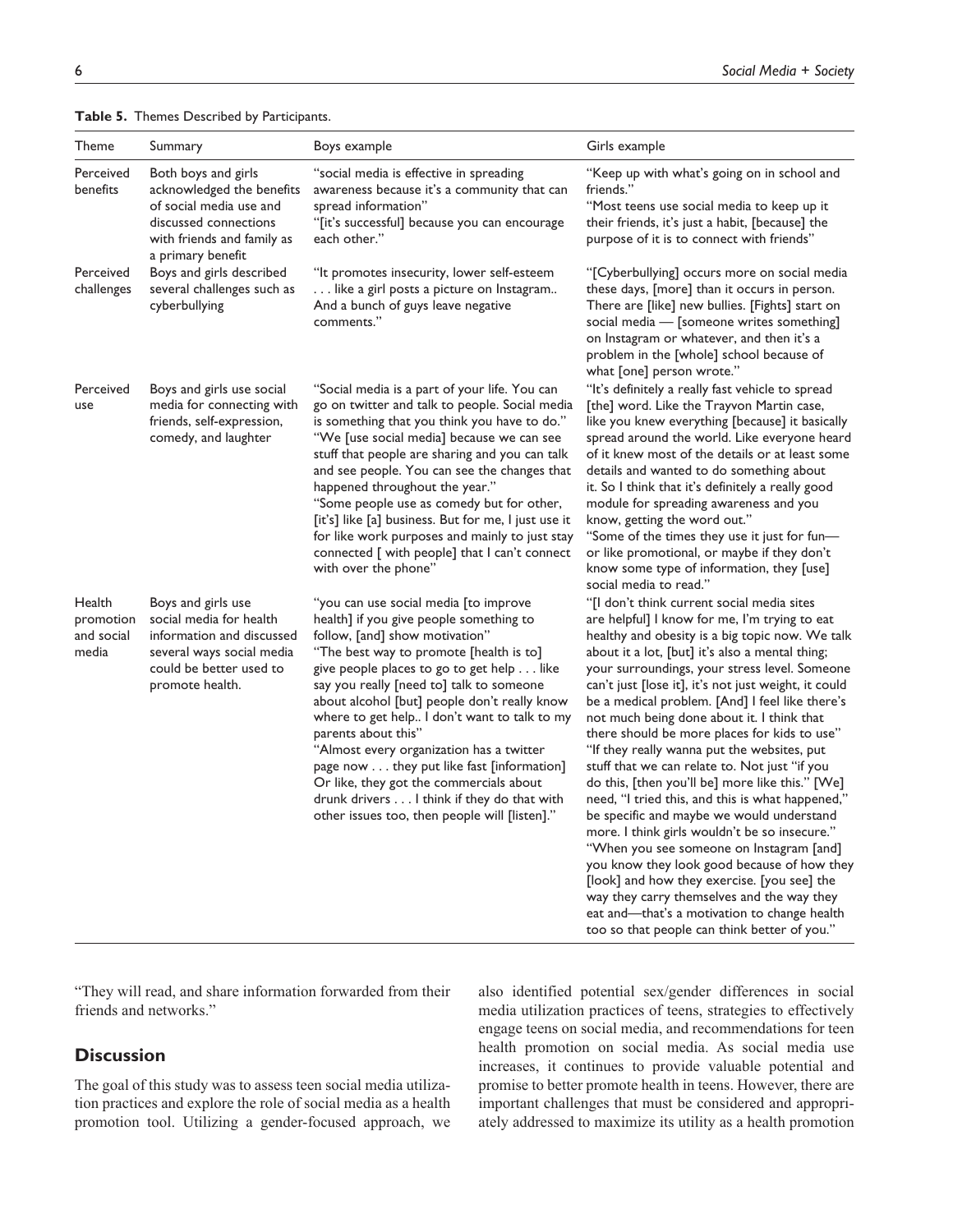**Table 5.** Themes Described by Participants.

| Theme | Summary | Boys example | Girls example |
|---|---|---|---|
| Perceived benefits | Both boys and girls acknowledged the benefits of social media use and discussed connections with friends and family as a primary benefit | "social media is effective in spreading awareness because it's a community that can spread information" "[it's successful] because you can encourage each other." | "Keep up with what's going on in school and friends." "Most teens use social media to keep up it their friends, it's just a habit, [because] the purpose of it is to connect with friends" |
| Perceived challenges | Boys and girls described several challenges such as cyberbullying | "It promotes insecurity, lower self-esteem . . . like a girl posts a picture on Instagram.. And a bunch of guys leave negative comments." | "[Cyberbullying] occurs more on social media these days, [more] than it occurs in person. There are [like] new bullies. [Fights] start on social media — [someone writes something] on Instagram or whatever, and then it's a problem in the [whole] school because of what [one] person wrote." |
| Perceived use | Boys and girls use social media for connecting with friends, self-expression, comedy, and laughter | "Social media is a part of your life. You can go on twitter and talk to people. Social media is something that you think you have to do." "We [use social media] because we can see stuff that people are sharing and you can talk and see people. You can see the changes that happened throughout the year." "Some people use as comedy but for other, [it's] like [a] business. But for me, I just use it for like work purposes and mainly to just stay connected [ with people] that I can't connect with over the phone" | "It's definitely a really fast vehicle to spread [the] word. Like the Trayvon Martin case, like you knew everything [because] it basically spread around the world. Like everyone heard of it knew most of the details or at least some details and wanted to do something about it. So I think that it's definitely a really good module for spreading awareness and you know, getting the word out." "Some of the times they use it just for fun—or like promotional, or maybe if they don't know some type of information, they [use] social media to read." |
| Health promotion and social media | Boys and girls use social media for health information and discussed several ways social media could be better used to promote health. | "you can use social media [to improve health] if you give people something to follow, [and] show motivation" "The best way to promote [health is to] give people places to go to get help . . . like say you really [need to] talk to someone about alcohol [but] people don't really know where to get help.. I don't want to talk to my parents about this" "Almost every organization has a twitter page now . . . they put like fast [information] Or like, they got the commercials about drunk drivers . . . I think if they do that with other issues too, then people will [listen]." | "[I don't think current social media sites are helpful] I know for me, I'm trying to eat healthy and obesity is a big topic now. We talk about it a lot, [but] it's also a mental thing; your surroundings, your stress level. Someone can't just [lose it], it's not just weight, it could be a medical problem. [And] I feel like there's not much being done about it. I think that there should be more places for kids to use" "If they really wanna put the websites, put stuff that we can relate to. Not just "if you do this, [then you'll be] more like this." [We] need, "I tried this, and this is what happened," be specific and maybe we would understand more. I think girls wouldn't be so insecure." "When you see someone on Instagram [and] you know they look good because of how they [look] and how they exercise. [you see] the way they carry themselves and the way they eat and—that's a motivation to change health too so that people can think better of you." |

"They will read, and share information forwarded from their friends and networks."

## Discussion

The goal of this study was to assess teen social media utilization practices and explore the role of social media as a health promotion tool. Utilizing a gender-focused approach, we also identified potential sex/gender differences in social media utilization practices of teens, strategies to effectively engage teens on social media, and recommendations for teen health promotion on social media. As social media use increases, it continues to provide valuable potential and promise to better promote health in teens. However, there are important challenges that must be considered and appropriately addressed to maximize its utility as a health promotion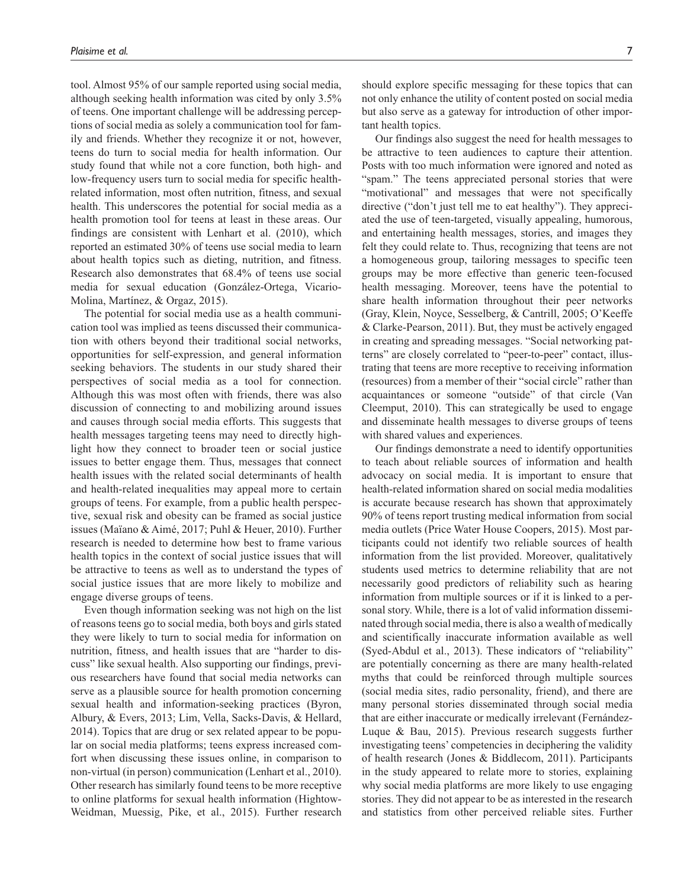tool. Almost 95% of our sample reported using social media, although seeking health information was cited by only 3.5% of teens. One important challenge will be addressing perceptions of social media as solely a communication tool for family and friends. Whether they recognize it or not, however, teens do turn to social media for health information. Our study found that while not a core function, both high- and low-frequency users turn to social media for specific health-related information, most often nutrition, fitness, and sexual health. This underscores the potential for social media as a health promotion tool for teens at least in these areas. Our findings are consistent with Lenhart et al. (2010), which reported an estimated 30% of teens use social media to learn about health topics such as dieting, nutrition, and fitness. Research also demonstrates that 68.4% of teens use social media for sexual education (González-Ortega, Vicario-Molina, Martínez, & Orgaz, 2015).

The potential for social media use as a health communication tool was implied as teens discussed their communication with others beyond their traditional social networks, opportunities for self-expression, and general information seeking behaviors. The students in our study shared their perspectives of social media as a tool for connection. Although this was most often with friends, there was also discussion of connecting to and mobilizing around issues and causes through social media efforts. This suggests that health messages targeting teens may need to directly highlight how they connect to broader teen or social justice issues to better engage them. Thus, messages that connect health issues with the related social determinants of health and health-related inequalities may appeal more to certain groups of teens. For example, from a public health perspective, sexual risk and obesity can be framed as social justice issues (Maïano & Aimé, 2017; Puhl & Heuer, 2010). Further research is needed to determine how best to frame various health topics in the context of social justice issues that will be attractive to teens as well as to understand the types of social justice issues that are more likely to mobilize and engage diverse groups of teens.

Even though information seeking was not high on the list of reasons teens go to social media, both boys and girls stated they were likely to turn to social media for information on nutrition, fitness, and health issues that are "harder to discuss" like sexual health. Also supporting our findings, previous researchers have found that social media networks can serve as a plausible source for health promotion concerning sexual health and information-seeking practices (Byron, Albury, & Evers, 2013; Lim, Vella, Sacks-Davis, & Hellard, 2014). Topics that are drug or sex related appear to be popular on social media platforms; teens express increased comfort when discussing these issues online, in comparison to non-virtual (in person) communication (Lenhart et al., 2010). Other research has similarly found teens to be more receptive to online platforms for sexual health information (Hightow-Weidman, Muessig, Pike, et al., 2015). Further research should explore specific messaging for these topics that can not only enhance the utility of content posted on social media but also serve as a gateway for introduction of other important health topics.

Our findings also suggest the need for health messages to be attractive to teen audiences to capture their attention. Posts with too much information were ignored and noted as "spam." The teens appreciated personal stories that were "motivational" and messages that were not specifically directive ("don't just tell me to eat healthy"). They appreciated the use of teen-targeted, visually appealing, humorous, and entertaining health messages, stories, and images they felt they could relate to. Thus, recognizing that teens are not a homogeneous group, tailoring messages to specific teen groups may be more effective than generic teen-focused health messaging. Moreover, teens have the potential to share health information throughout their peer networks (Gray, Klein, Noyce, Sesselberg, & Cantrill, 2005; O'Keeffe & Clarke-Pearson, 2011). But, they must be actively engaged in creating and spreading messages. "Social networking patterns" are closely correlated to "peer-to-peer" contact, illustrating that teens are more receptive to receiving information (resources) from a member of their "social circle" rather than acquaintances or someone "outside" of that circle (Van Cleemput, 2010). This can strategically be used to engage and disseminate health messages to diverse groups of teens with shared values and experiences.

Our findings demonstrate a need to identify opportunities to teach about reliable sources of information and health advocacy on social media. It is important to ensure that health-related information shared on social media modalities is accurate because research has shown that approximately 90% of teens report trusting medical information from social media outlets (Price Water House Coopers, 2015). Most participants could not identify two reliable sources of health information from the list provided. Moreover, qualitatively students used metrics to determine reliability that are not necessarily good predictors of reliability such as hearing information from multiple sources or if it is linked to a personal story. While, there is a lot of valid information disseminated through social media, there is also a wealth of medically and scientifically inaccurate information available as well (Syed-Abdul et al., 2013). These indicators of "reliability" are potentially concerning as there are many health-related myths that could be reinforced through multiple sources (social media sites, radio personality, friend), and there are many personal stories disseminated through social media that are either inaccurate or medically irrelevant (Fernández-Luque & Bau, 2015). Previous research suggests further investigating teens' competencies in deciphering the validity of health research (Jones & Biddlecom, 2011). Participants in the study appeared to relate more to stories, explaining why social media platforms are more likely to use engaging stories. They did not appear to be as interested in the research and statistics from other perceived reliable sites. Further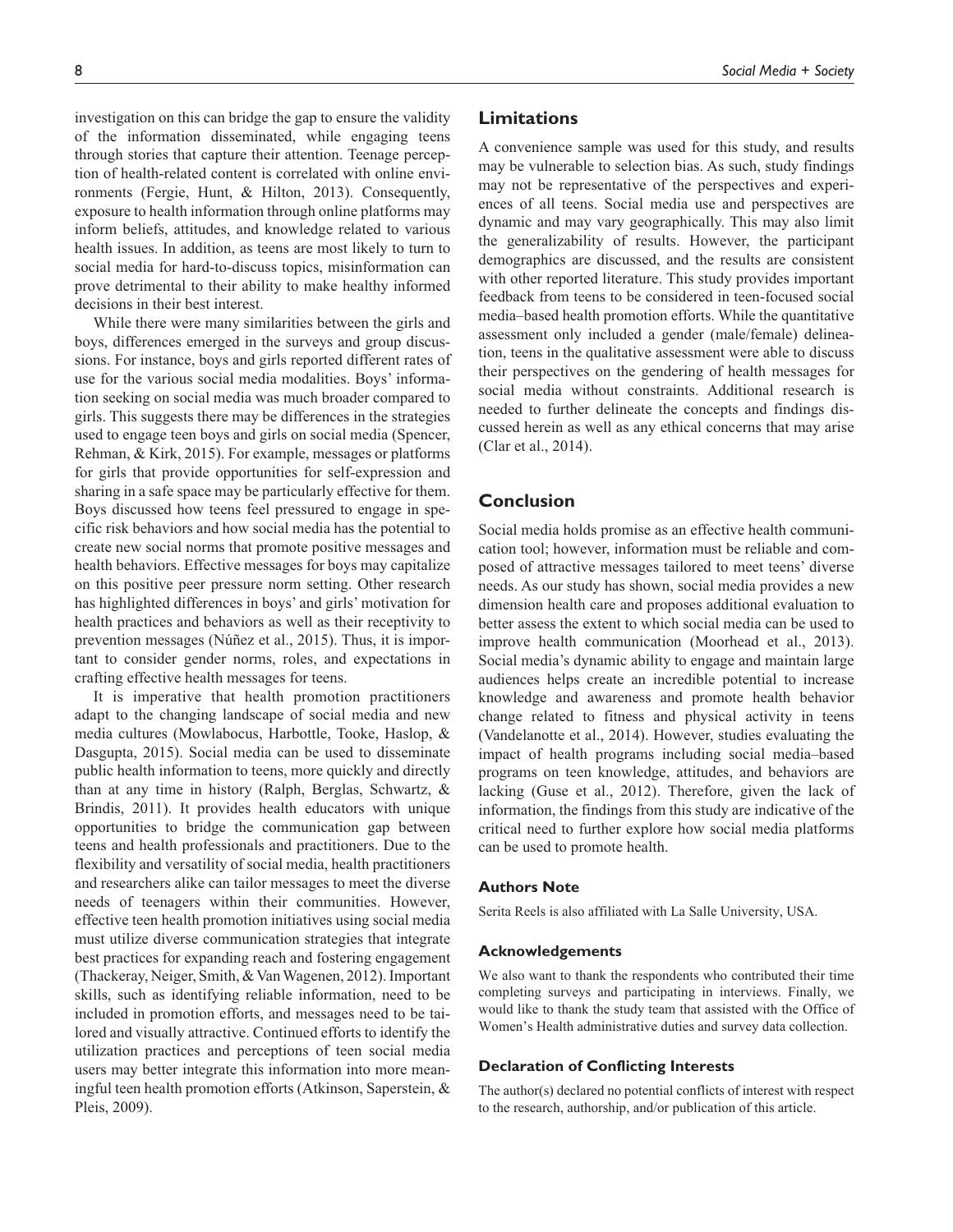investigation on this can bridge the gap to ensure the validity of the information disseminated, while engaging teens through stories that capture their attention. Teenage perception of health-related content is correlated with online environments (Fergie, Hunt, & Hilton, 2013). Consequently, exposure to health information through online platforms may inform beliefs, attitudes, and knowledge related to various health issues. In addition, as teens are most likely to turn to social media for hard-to-discuss topics, misinformation can prove detrimental to their ability to make healthy informed decisions in their best interest.

While there were many similarities between the girls and boys, differences emerged in the surveys and group discussions. For instance, boys and girls reported different rates of use for the various social media modalities. Boys' information seeking on social media was much broader compared to girls. This suggests there may be differences in the strategies used to engage teen boys and girls on social media (Spencer, Rehman, & Kirk, 2015). For example, messages or platforms for girls that provide opportunities for self-expression and sharing in a safe space may be particularly effective for them. Boys discussed how teens feel pressured to engage in specific risk behaviors and how social media has the potential to create new social norms that promote positive messages and health behaviors. Effective messages for boys may capitalize on this positive peer pressure norm setting. Other research has highlighted differences in boys' and girls' motivation for health practices and behaviors as well as their receptivity to prevention messages (Núñez et al., 2015). Thus, it is important to consider gender norms, roles, and expectations in crafting effective health messages for teens.

It is imperative that health promotion practitioners adapt to the changing landscape of social media and new media cultures (Mowlabocus, Harbottle, Tooke, Haslop, & Dasgupta, 2015). Social media can be used to disseminate public health information to teens, more quickly and directly than at any time in history (Ralph, Berglas, Schwartz, & Brindis, 2011). It provides health educators with unique opportunities to bridge the communication gap between teens and health professionals and practitioners. Due to the flexibility and versatility of social media, health practitioners and researchers alike can tailor messages to meet the diverse needs of teenagers within their communities. However, effective teen health promotion initiatives using social media must utilize diverse communication strategies that integrate best practices for expanding reach and fostering engagement (Thackeray, Neiger, Smith, & Van Wagenen, 2012). Important skills, such as identifying reliable information, need to be included in promotion efforts, and messages need to be tailored and visually attractive. Continued efforts to identify the utilization practices and perceptions of teen social media users may better integrate this information into more meaningful teen health promotion efforts (Atkinson, Saperstein, & Pleis, 2009).

## Limitations

A convenience sample was used for this study, and results may be vulnerable to selection bias. As such, study findings may not be representative of the perspectives and experiences of all teens. Social media use and perspectives are dynamic and may vary geographically. This may also limit the generalizability of results. However, the participant demographics are discussed, and the results are consistent with other reported literature. This study provides important feedback from teens to be considered in teen-focused social media–based health promotion efforts. While the quantitative assessment only included a gender (male/female) delineation, teens in the qualitative assessment were able to discuss their perspectives on the gendering of health messages for social media without constraints. Additional research is needed to further delineate the concepts and findings discussed herein as well as any ethical concerns that may arise (Clar et al., 2014).

## Conclusion

Social media holds promise as an effective health communication tool; however, information must be reliable and composed of attractive messages tailored to meet teens' diverse needs. As our study has shown, social media provides a new dimension health care and proposes additional evaluation to better assess the extent to which social media can be used to improve health communication (Moorhead et al., 2013). Social media's dynamic ability to engage and maintain large audiences helps create an incredible potential to increase knowledge and awareness and promote health behavior change related to fitness and physical activity in teens (Vandelanotte et al., 2014). However, studies evaluating the impact of health programs including social media–based programs on teen knowledge, attitudes, and behaviors are lacking (Guse et al., 2012). Therefore, given the lack of information, the findings from this study are indicative of the critical need to further explore how social media platforms can be used to promote health.

### Authors Note

Serita Reels is also affiliated with La Salle University, USA.

### Acknowledgements

We also want to thank the respondents who contributed their time completing surveys and participating in interviews. Finally, we would like to thank the study team that assisted with the Office of Women's Health administrative duties and survey data collection.

### Declaration of Conflicting Interests

The author(s) declared no potential conflicts of interest with respect to the research, authorship, and/or publication of this article.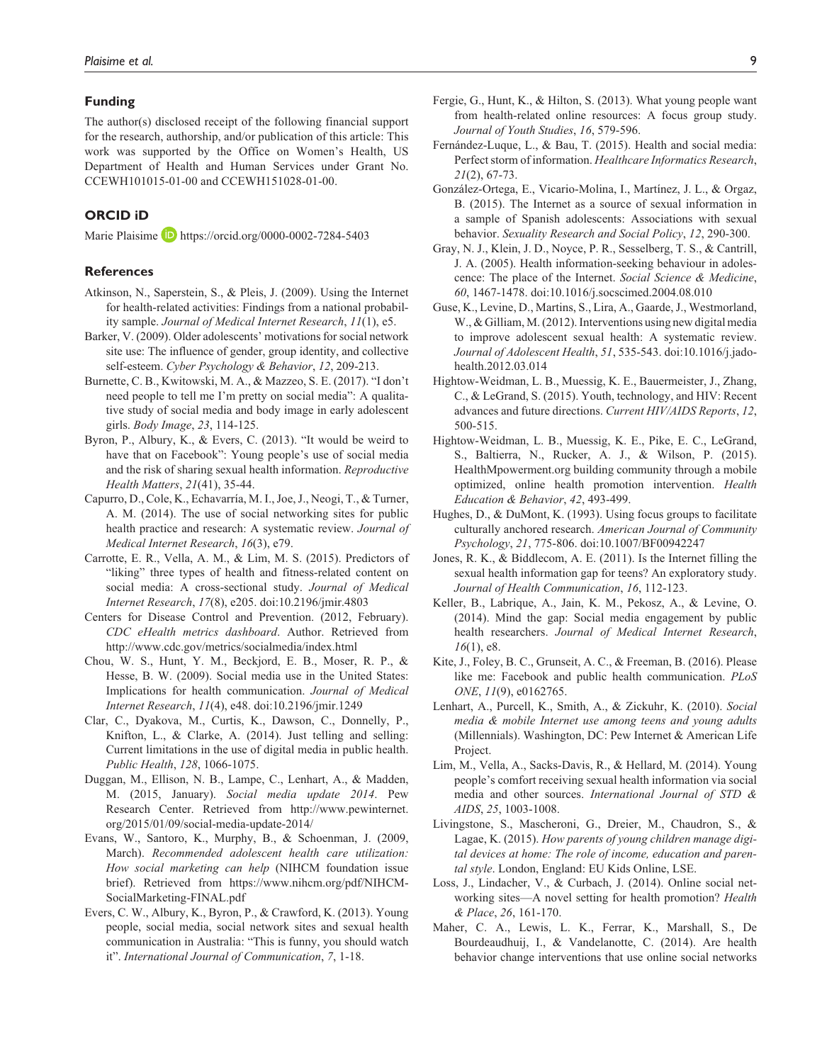## Funding

The author(s) disclosed receipt of the following financial support for the research, authorship, and/or publication of this article: This work was supported by the Office on Women's Health, US Department of Health and Human Services under Grant No. CCEWH101015-01-00 and CCEWH151028-01-00.

## ORCID iD

Marie Plaisime https://orcid.org/0000-0002-7284-5403

## References

Atkinson, N., Saperstein, S., & Pleis, J. (2009). Using the Internet for health-related activities: Findings from a national probability sample. *Journal of Medical Internet Research*, *11*(1), e5.

Barker, V. (2009). Older adolescents' motivations for social network site use: The influence of gender, group identity, and collective self-esteem. *Cyber Psychology & Behavior*, *12*, 209-213.

Burnette, C. B., Kwitowski, M. A., & Mazzeo, S. E. (2017). "I don't need people to tell me I'm pretty on social media": A qualitative study of social media and body image in early adolescent girls. *Body Image*, *23*, 114-125.

Byron, P., Albury, K., & Evers, C. (2013). "It would be weird to have that on Facebook": Young people's use of social media and the risk of sharing sexual health information. *Reproductive Health Matters*, *21*(41), 35-44.

Capurro, D., Cole, K., Echavarría, M. I., Joe, J., Neogi, T., & Turner, A. M. (2014). The use of social networking sites for public health practice and research: A systematic review. *Journal of Medical Internet Research*, *16*(3), e79.

Carrotte, E. R., Vella, A. M., & Lim, M. S. (2015). Predictors of "liking" three types of health and fitness-related content on social media: A cross-sectional study. *Journal of Medical Internet Research*, *17*(8), e205. doi:10.2196/jmir.4803

Centers for Disease Control and Prevention. (2012, February). *CDC eHealth metrics dashboard*. Author. Retrieved from http://www.cdc.gov/metrics/socialmedia/index.html

Chou, W. S., Hunt, Y. M., Beckjord, E. B., Moser, R. P., & Hesse, B. W. (2009). Social media use in the United States: Implications for health communication. *Journal of Medical Internet Research*, *11*(4), e48. doi:10.2196/jmir.1249

Clar, C., Dyakova, M., Curtis, K., Dawson, C., Donnelly, P., Knifton, L., & Clarke, A. (2014). Just telling and selling: Current limitations in the use of digital media in public health. *Public Health*, *128*, 1066-1075.

Duggan, M., Ellison, N. B., Lampe, C., Lenhart, A., & Madden, M. (2015, January). *Social media update 2014*. Pew Research Center. Retrieved from http://www.pewinternet.org/2015/01/09/social-media-update-2014/

Evans, W., Santoro, K., Murphy, B., & Schoenman, J. (2009, March). *Recommended adolescent health care utilization: How social marketing can help* (NIHCM foundation issue brief). Retrieved from https://www.nihcm.org/pdf/NIHCM-SocialMarketing-FINAL.pdf

Evers, C. W., Albury, K., Byron, P., & Crawford, K. (2013). Young people, social media, social network sites and sexual health communication in Australia: "This is funny, you should watch it". *International Journal of Communication*, *7*, 1-18.

Fergie, G., Hunt, K., & Hilton, S. (2013). What young people want from health-related online resources: A focus group study. *Journal of Youth Studies*, *16*, 579-596.

Fernández-Luque, L., & Bau, T. (2015). Health and social media: Perfect storm of information. *Healthcare Informatics Research*, *21*(2), 67-73.

González-Ortega, E., Vicario-Molina, I., Martínez, J. L., & Orgaz, B. (2015). The Internet as a source of sexual information in a sample of Spanish adolescents: Associations with sexual behavior. *Sexuality Research and Social Policy*, *12*, 290-300.

Gray, N. J., Klein, J. D., Noyce, P. R., Sesselberg, T. S., & Cantrill, J. A. (2005). Health information-seeking behaviour in adolescence: The place of the Internet. *Social Science & Medicine*, *60*, 1467-1478. doi:10.1016/j.socscimed.2004.08.010

Guse, K., Levine, D., Martins, S., Lira, A., Gaarde, J., Westmorland, W., & Gilliam, M. (2012). Interventions using new digital media to improve adolescent sexual health: A systematic review. *Journal of Adolescent Health*, *51*, 535-543. doi:10.1016/j.jadohealth.2012.03.014

Hightow-Weidman, L. B., Muessig, K. E., Bauermeister, J., Zhang, C., & LeGrand, S. (2015). Youth, technology, and HIV: Recent advances and future directions. *Current HIV/AIDS Reports*, *12*, 500-515.

Hightow-Weidman, L. B., Muessig, K. E., Pike, E. C., LeGrand, S., Baltierra, N., Rucker, A. J., & Wilson, P. (2015). HealthMpowerment.org building community through a mobile optimized, online health promotion intervention. *Health Education & Behavior*, *42*, 493-499.

Hughes, D., & DuMont, K. (1993). Using focus groups to facilitate culturally anchored research. *American Journal of Community Psychology*, *21*, 775-806. doi:10.1007/BF00942247

Jones, R. K., & Biddlecom, A. E. (2011). Is the Internet filling the sexual health information gap for teens? An exploratory study. *Journal of Health Communication*, *16*, 112-123.

Keller, B., Labrique, A., Jain, K. M., Pekosz, A., & Levine, O. (2014). Mind the gap: Social media engagement by public health researchers. *Journal of Medical Internet Research*, *16*(1), e8.

Kite, J., Foley, B. C., Grunseit, A. C., & Freeman, B. (2016). Please like me: Facebook and public health communication. *PLoS ONE*, *11*(9), e0162765.

Lenhart, A., Purcell, K., Smith, A., & Zickuhr, K. (2010). *Social media & mobile Internet use among teens and young adults* (Millennials). Washington, DC: Pew Internet & American Life Project.

Lim, M., Vella, A., Sacks-Davis, R., & Hellard, M. (2014). Young people's comfort receiving sexual health information via social media and other sources. *International Journal of STD & AIDS*, *25*, 1003-1008.

Livingstone, S., Mascheroni, G., Dreier, M., Chaudron, S., & Lagae, K. (2015). *How parents of young children manage digital devices at home: The role of income, education and parental style*. London, England: EU Kids Online, LSE.

Loss, J., Lindacher, V., & Curbach, J. (2014). Online social networking sites—A novel setting for health promotion? *Health & Place*, *26*, 161-170.

Maher, C. A., Lewis, L. K., Ferrar, K., Marshall, S., De Bourdeaudhuij, I., & Vandelanotte, C. (2014). Are health behavior change interventions that use online social networks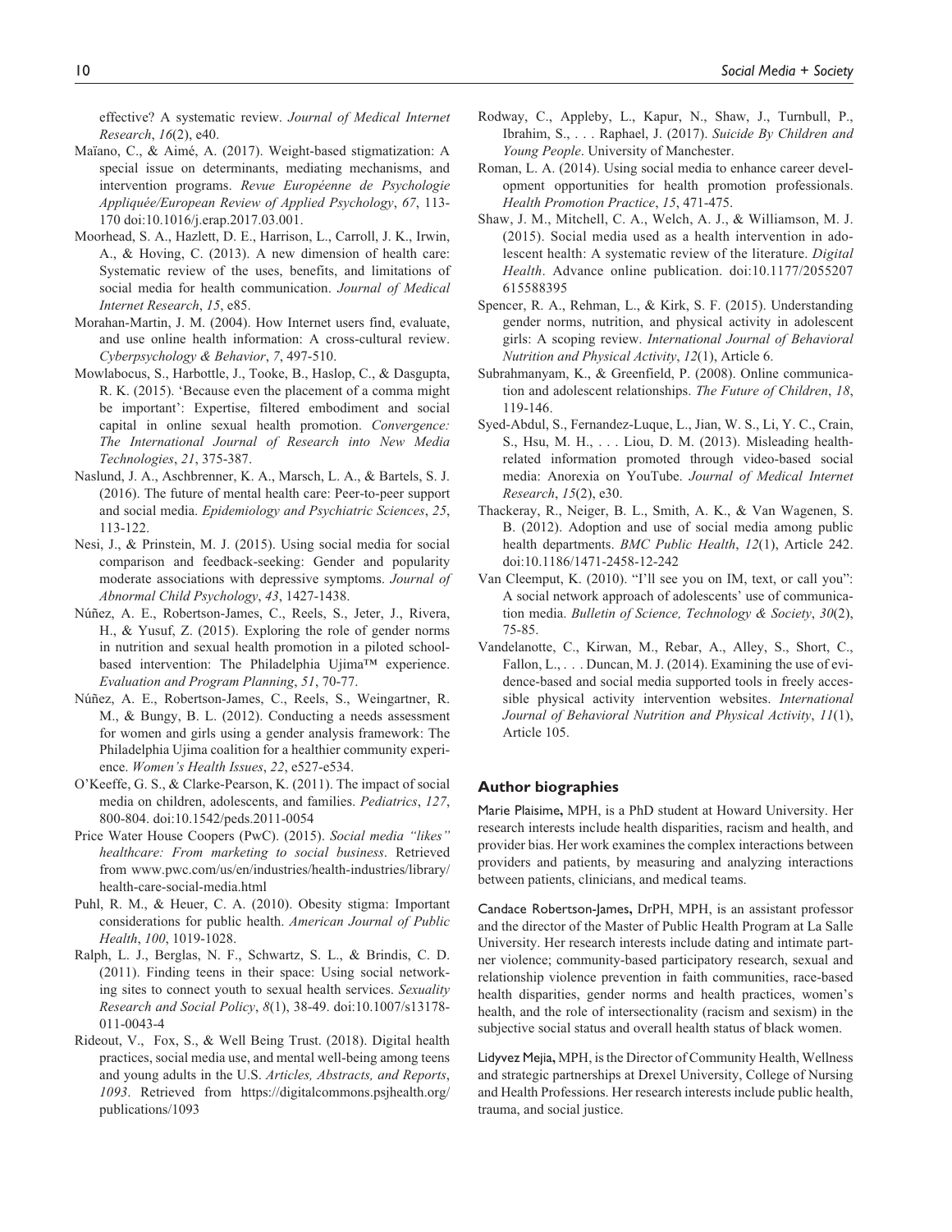effective? A systematic review. *Journal of Medical Internet Research*, *16*(2), e40.

Maïano, C., & Aimé, A. (2017). Weight-based stigmatization: A special issue on determinants, mediating mechanisms, and intervention programs. *Revue Européenne de Psychologie Appliquée/European Review of Applied Psychology*, *67*, 113-170 doi:10.1016/j.erap.2017.03.001.

Moorhead, S. A., Hazlett, D. E., Harrison, L., Carroll, J. K., Irwin, A., & Hoving, C. (2013). A new dimension of health care: Systematic review of the uses, benefits, and limitations of social media for health communication. *Journal of Medical Internet Research*, *15*, e85.

Morahan-Martin, J. M. (2004). How Internet users find, evaluate, and use online health information: A cross-cultural review. *Cyberpsychology & Behavior*, *7*, 497-510.

Mowlabocus, S., Harbottle, J., Tooke, B., Haslop, C., & Dasgupta, R. K. (2015). 'Because even the placement of a comma might be important': Expertise, filtered embodiment and social capital in online sexual health promotion. *Convergence: The International Journal of Research into New Media Technologies*, *21*, 375-387.

Naslund, J. A., Aschbrenner, K. A., Marsch, L. A., & Bartels, S. J. (2016). The future of mental health care: Peer-to-peer support and social media. *Epidemiology and Psychiatric Sciences*, *25*, 113-122.

Nesi, J., & Prinstein, M. J. (2015). Using social media for social comparison and feedback-seeking: Gender and popularity moderate associations with depressive symptoms. *Journal of Abnormal Child Psychology*, *43*, 1427-1438.

Núñez, A. E., Robertson-James, C., Reels, S., Jeter, J., Rivera, H., & Yusuf, Z. (2015). Exploring the role of gender norms in nutrition and sexual health promotion in a piloted school-based intervention: The Philadelphia Ujima™ experience. *Evaluation and Program Planning*, *51*, 70-77.

Núñez, A. E., Robertson-James, C., Reels, S., Weingartner, R. M., & Bungy, B. L. (2012). Conducting a needs assessment for women and girls using a gender analysis framework: The Philadelphia Ujima coalition for a healthier community experience. *Women's Health Issues*, *22*, e527-e534.

O'Keeffe, G. S., & Clarke-Pearson, K. (2011). The impact of social media on children, adolescents, and families. *Pediatrics*, *127*, 800-804. doi:10.1542/peds.2011-0054

Price Water House Coopers (PwC). (2015). *Social media "likes" healthcare: From marketing to social business*. Retrieved from www.pwc.com/us/en/industries/health-industries/library/health-care-social-media.html

Puhl, R. M., & Heuer, C. A. (2010). Obesity stigma: Important considerations for public health. *American Journal of Public Health*, *100*, 1019-1028.

Ralph, L. J., Berglas, N. F., Schwartz, S. L., & Brindis, C. D. (2011). Finding teens in their space: Using social networking sites to connect youth to sexual health services. *Sexuality Research and Social Policy*, *8*(1), 38-49. doi:10.1007/s13178-011-0043-4

Rideout, V., Fox, S., & Well Being Trust. (2018). Digital health practices, social media use, and mental well-being among teens and young adults in the U.S. *Articles, Abstracts, and Reports*, *1093*. Retrieved from https://digitalcommons.psjhealth.org/publications/1093

Rodway, C., Appleby, L., Kapur, N., Shaw, J., Turnbull, P., Ibrahim, S., . . . Raphael, J. (2017). *Suicide By Children and Young People*. University of Manchester.

Roman, L. A. (2014). Using social media to enhance career development opportunities for health promotion professionals. *Health Promotion Practice*, *15*, 471-475.

Shaw, J. M., Mitchell, C. A., Welch, A. J., & Williamson, M. J. (2015). Social media used as a health intervention in adolescent health: A systematic review of the literature. *Digital Health*. Advance online publication. doi:10.1177/2055207615588395

Spencer, R. A., Rehman, L., & Kirk, S. F. (2015). Understanding gender norms, nutrition, and physical activity in adolescent girls: A scoping review. *International Journal of Behavioral Nutrition and Physical Activity*, *12*(1), Article 6.

Subrahmanyam, K., & Greenfield, P. (2008). Online communication and adolescent relationships. *The Future of Children*, *18*, 119-146.

Syed-Abdul, S., Fernandez-Luque, L., Jian, W. S., Li, Y. C., Crain, S., Hsu, M. H., . . . Liou, D. M. (2013). Misleading health-related information promoted through video-based social media: Anorexia on YouTube. *Journal of Medical Internet Research*, *15*(2), e30.

Thackeray, R., Neiger, B. L., Smith, A. K., & Van Wagenen, S. B. (2012). Adoption and use of social media among public health departments. *BMC Public Health*, *12*(1), Article 242. doi:10.1186/1471-2458-12-242

Van Cleemput, K. (2010). "I'll see you on IM, text, or call you": A social network approach of adolescents' use of communication media. *Bulletin of Science, Technology & Society*, *30*(2), 75-85.

Vandelanotte, C., Kirwan, M., Rebar, A., Alley, S., Short, C., Fallon, L., . . . Duncan, M. J. (2014). Examining the use of evidence-based and social media supported tools in freely accessible physical activity intervention websites. *International Journal of Behavioral Nutrition and Physical Activity*, *11*(1), Article 105.

## Author biographies

**Marie Plaisime,** MPH, is a PhD student at Howard University. Her research interests include health disparities, racism and health, and provider bias. Her work examines the complex interactions between providers and patients, by measuring and analyzing interactions between patients, clinicians, and medical teams.

**Candace Robertson-James,** DrPH, MPH, is an assistant professor and the director of the Master of Public Health Program at La Salle University. Her research interests include dating and intimate partner violence; community-based participatory research, sexual and relationship violence prevention in faith communities, race-based health disparities, gender norms and health practices, women's health, and the role of intersectionality (racism and sexism) in the subjective social status and overall health status of black women.

**Lidyvez Mejia,** MPH, is the Director of Community Health, Wellness and strategic partnerships at Drexel University, College of Nursing and Health Professions. Her research interests include public health, trauma, and social justice.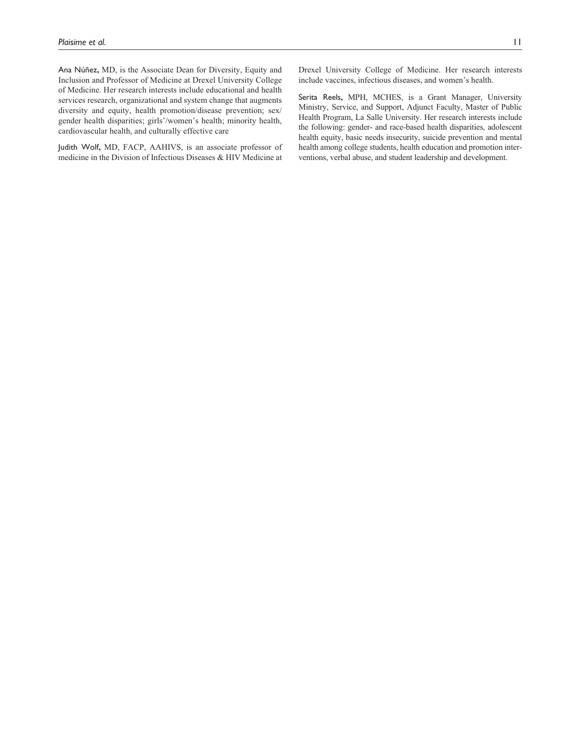**Ana Núñez,** MD, is the Associate Dean for Diversity, Equity and Inclusion and Professor of Medicine at Drexel University College of Medicine. Her research interests include educational and health services research, organizational and system change that augments diversity and equity, health promotion/disease prevention; sex/gender health disparities; girls'/women's health; minority health, cardiovascular health, and culturally effective care

**Judith Wolf,** MD, FACP, AAHIVS, is an associate professor of medicine in the Division of Infectious Diseases & HIV Medicine at Drexel University College of Medicine. Her research interests include vaccines, infectious diseases, and women's health.

**Serita Reels,** MPH, MCHES, is a Grant Manager, University Ministry, Service, and Support, Adjunct Faculty, Master of Public Health Program, La Salle University. Her research interests include the following: gender- and race-based health disparities, adolescent health equity, basic needs insecurity, suicide prevention and mental health among college students, health education and promotion interventions, verbal abuse, and student leadership and development.